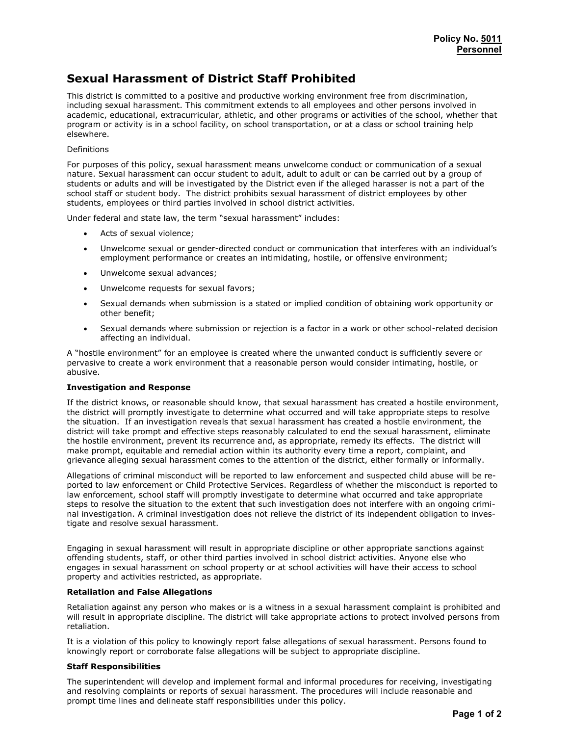**Policy No. 5011**
**Personnel**

# Sexual Harassment of District Staff Prohibited

This district is committed to a positive and productive working environment free from discrimination, including sexual harassment. This commitment extends to all employees and other persons involved in academic, educational, extracurricular, athletic, and other programs or activities of the school, whether that program or activity is in a school facility, on school transportation, or at a class or school training help elsewhere.

Definitions

For purposes of this policy, sexual harassment means unwelcome conduct or communication of a sexual nature. Sexual harassment can occur student to adult, adult to adult or can be carried out by a group of students or adults and will be investigated by the District even if the alleged harasser is not a part of the school staff or student body. The district prohibits sexual harassment of district employees by other students, employees or third parties involved in school district activities.

Under federal and state law, the term "sexual harassment" includes:

- Acts of sexual violence;
- Unwelcome sexual or gender-directed conduct or communication that interferes with an individual's employment performance or creates an intimidating, hostile, or offensive environment;
- Unwelcome sexual advances;
- Unwelcome requests for sexual favors;
- Sexual demands when submission is a stated or implied condition of obtaining work opportunity or other benefit;
- Sexual demands where submission or rejection is a factor in a work or other school-related decision affecting an individual.

A "hostile environment" for an employee is created where the unwanted conduct is sufficiently severe or pervasive to create a work environment that a reasonable person would consider intimating, hostile, or abusive.

**Investigation and Response**

If the district knows, or reasonable should know, that sexual harassment has created a hostile environment, the district will promptly investigate to determine what occurred and will take appropriate steps to resolve the situation. If an investigation reveals that sexual harassment has created a hostile environment, the district will take prompt and effective steps reasonably calculated to end the sexual harassment, eliminate the hostile environment, prevent its recurrence and, as appropriate, remedy its effects. The district will make prompt, equitable and remedial action within its authority every time a report, complaint, and grievance alleging sexual harassment comes to the attention of the district, either formally or informally.

Allegations of criminal misconduct will be reported to law enforcement and suspected child abuse will be reported to law enforcement or Child Protective Services. Regardless of whether the misconduct is reported to law enforcement, school staff will promptly investigate to determine what occurred and take appropriate steps to resolve the situation to the extent that such investigation does not interfere with an ongoing criminal investigation. A criminal investigation does not relieve the district of its independent obligation to investigate and resolve sexual harassment.

Engaging in sexual harassment will result in appropriate discipline or other appropriate sanctions against offending students, staff, or other third parties involved in school district activities. Anyone else who engages in sexual harassment on school property or at school activities will have their access to school property and activities restricted, as appropriate.

**Retaliation and False Allegations**

Retaliation against any person who makes or is a witness in a sexual harassment complaint is prohibited and will result in appropriate discipline. The district will take appropriate actions to protect involved persons from retaliation.

It is a violation of this policy to knowingly report false allegations of sexual harassment. Persons found to knowingly report or corroborate false allegations will be subject to appropriate discipline.

**Staff Responsibilities**

The superintendent will develop and implement formal and informal procedures for receiving, investigating and resolving complaints or reports of sexual harassment. The procedures will include reasonable and prompt time lines and delineate staff responsibilities under this policy.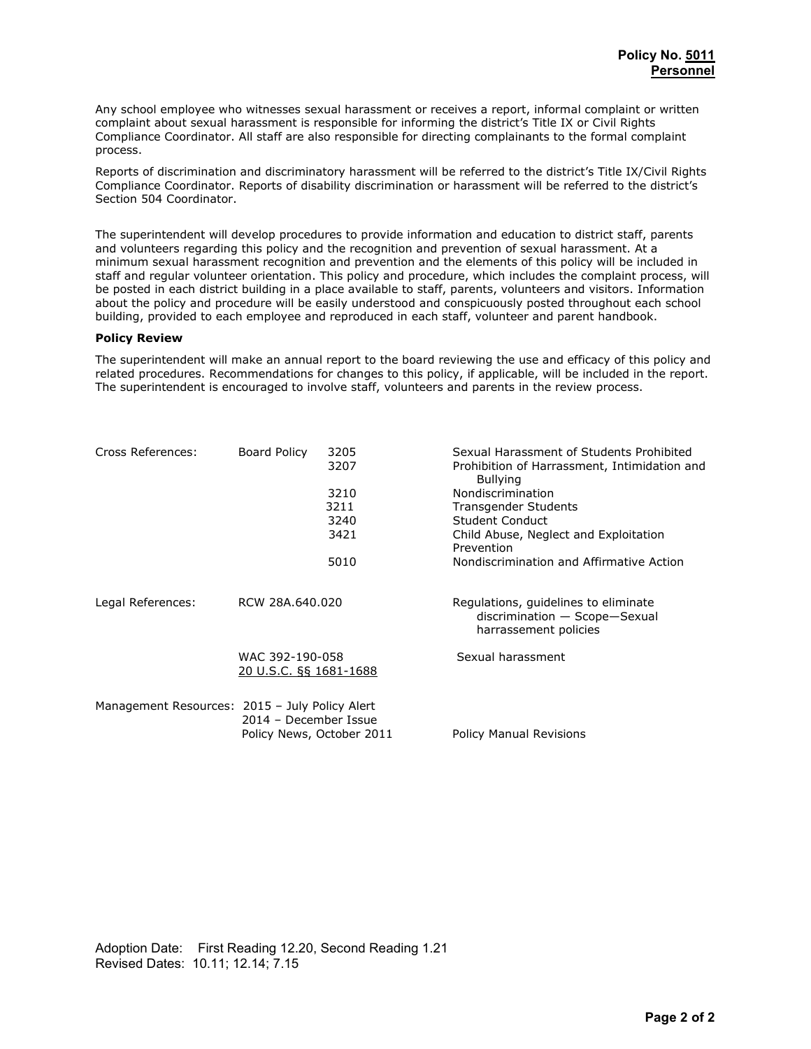Any school employee who witnesses sexual harassment or receives a report, informal complaint or written complaint about sexual harassment is responsible for informing the district's Title IX or Civil Rights Compliance Coordinator. All staff are also responsible for directing complainants to the formal complaint process.

Reports of discrimination and discriminatory harassment will be referred to the district's Title IX/Civil Rights Compliance Coordinator. Reports of disability discrimination or harassment will be referred to the district's Section 504 Coordinator.

The superintendent will develop procedures to provide information and education to district staff, parents and volunteers regarding this policy and the recognition and prevention of sexual harassment. At a minimum sexual harassment recognition and prevention and the elements of this policy will be included in staff and regular volunteer orientation. This policy and procedure, which includes the complaint process, will be posted in each district building in a place available to staff, parents, volunteers and visitors. Information about the policy and procedure will be easily understood and conspicuously posted throughout each school building, provided to each employee and reproduced in each staff, volunteer and parent handbook.

**Policy Review**

The superintendent will make an annual report to the board reviewing the use and efficacy of this policy and related procedures. Recommendations for changes to this policy, if applicable, will be included in the report. The superintendent is encouraged to involve staff, volunteers and parents in the review process.

| | | | |
|---|---|---|---|
| Cross References: | Board Policy | 3205 | Sexual Harassment of Students Prohibited |
| | | 3207 | Prohibition of Harrassment, Intimidation and Bullying |
| | | 3210 | Nondiscrimination |
| | | 3211 | Transgender Students |
| | | 3240 | Student Conduct |
| | | 3421 | Child Abuse, Neglect and Exploitation Prevention |
| | | 5010 | Nondiscrimination and Affirmative Action |
| Legal References: | RCW 28A.640.020 | | Regulations, guidelines to eliminate discrimination — Scope—Sexual harrassement policies |
| | WAC 392-190-058 | | Sexual harassment |
| | 20 U.S.C. §§ 1681-1688 | | |
| Management Resources: | 2015 – July Policy Alert | | |
| | 2014 – December Issue | | |
| | Policy News, October 2011 | | Policy Manual Revisions |

Adoption Date: First Reading 12.20, Second Reading 1.21
Revised Dates: 10.11; 12.14; 7.15